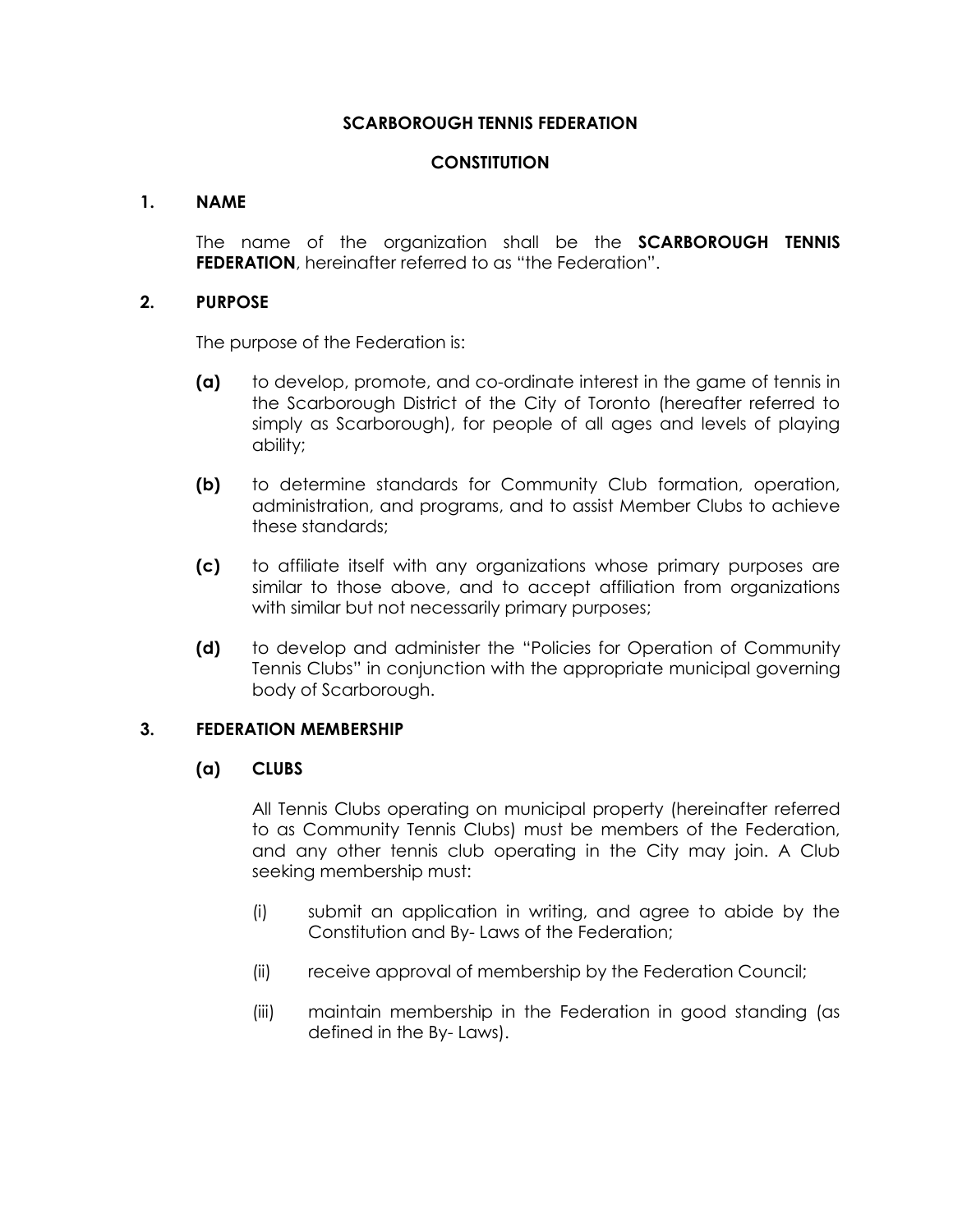# SCARBOROUGH TENNIS FEDERATION

## CONSTITUTION

### 1. NAME

The name of the organization shall be the **SCARBOROUGH TENNIS FEDERATION**, hereinafter referred to as "the Federation".

### 2. PURPOSE

The purpose of the Federation is:

**(a)** to develop, promote, and co-ordinate interest in the game of tennis in the Scarborough District of the City of Toronto (hereafter referred to simply as Scarborough), for people of all ages and levels of playing ability;

**(b)** to determine standards for Community Club formation, operation, administration, and programs, and to assist Member Clubs to achieve these standards;

**(c)** to affiliate itself with any organizations whose primary purposes are similar to those above, and to accept affiliation from organizations with similar but not necessarily primary purposes;

**(d)** to develop and administer the "Policies for Operation of Community Tennis Clubs" in conjunction with the appropriate municipal governing body of Scarborough.

### 3. FEDERATION MEMBERSHIP

#### (a) CLUBS

All Tennis Clubs operating on municipal property (hereinafter referred to as Community Tennis Clubs) must be members of the Federation, and any other tennis club operating in the City may join. A Club seeking membership must:

(i) submit an application in writing, and agree to abide by the Constitution and By- Laws of the Federation;

(ii) receive approval of membership by the Federation Council;

(iii) maintain membership in the Federation in good standing (as defined in the By- Laws).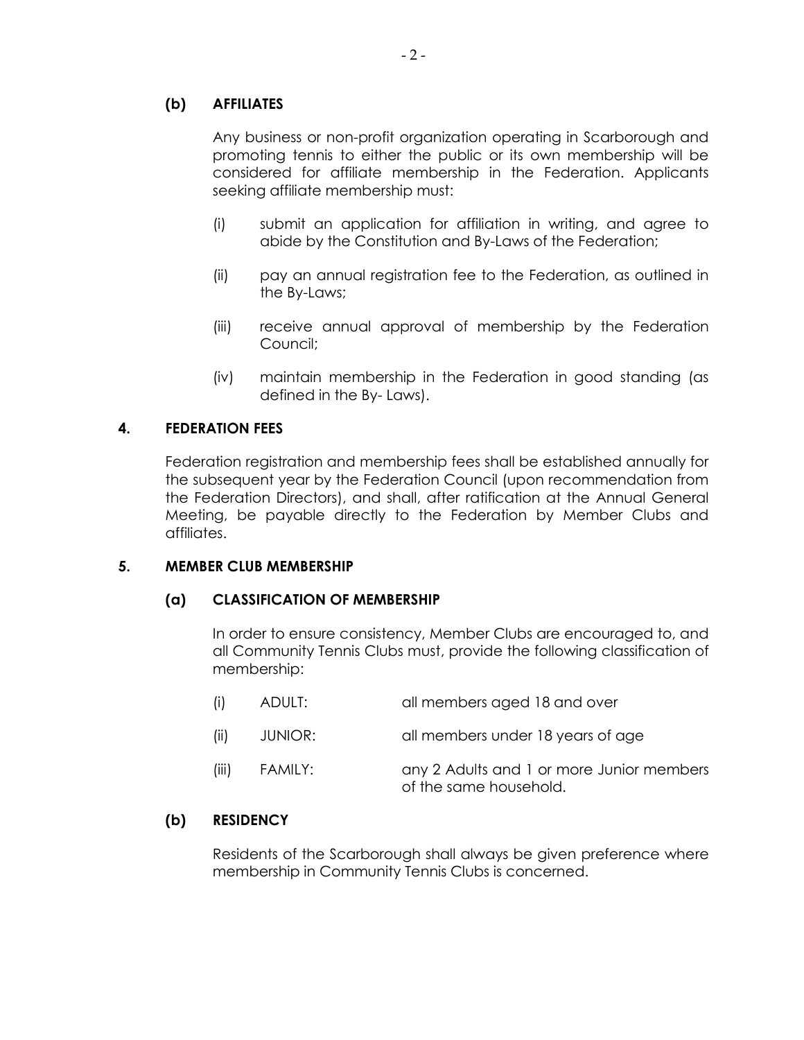### (b) AFFILIATES

Any business or non-profit organization operating in Scarborough and promoting tennis to either the public or its own membership will be considered for affiliate membership in the Federation. Applicants seeking affiliate membership must:

(i) submit an application for affiliation in writing, and agree to abide by the Constitution and By-Laws of the Federation;

(ii) pay an annual registration fee to the Federation, as outlined in the By-Laws;

(iii) receive annual approval of membership by the Federation Council;

(iv) maintain membership in the Federation in good standing (as defined in the By- Laws).

## 4. FEDERATION FEES

Federation registration and membership fees shall be established annually for the subsequent year by the Federation Council (upon recommendation from the Federation Directors), and shall, after ratification at the Annual General Meeting, be payable directly to the Federation by Member Clubs and affiliates.

## 5. MEMBER CLUB MEMBERSHIP

### (a) CLASSIFICATION OF MEMBERSHIP

In order to ensure consistency, Member Clubs are encouraged to, and all Community Tennis Clubs must, provide the following classification of membership:

(i) ADULT: all members aged 18 and over

(ii) JUNIOR: all members under 18 years of age

(iii) FAMILY: any 2 Adults and 1 or more Junior members of the same household.

### (b) RESIDENCY

Residents of the Scarborough shall always be given preference where membership in Community Tennis Clubs is concerned.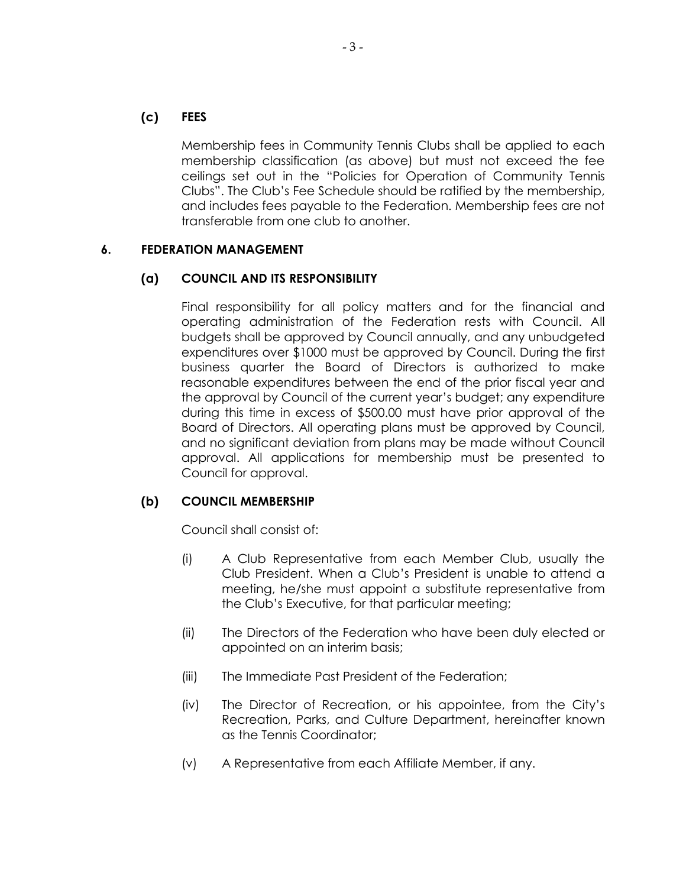### (c) FEES

Membership fees in Community Tennis Clubs shall be applied to each membership classification (as above) but must not exceed the fee ceilings set out in the "Policies for Operation of Community Tennis Clubs". The Club's Fee Schedule should be ratified by the membership, and includes fees payable to the Federation. Membership fees are not transferable from one club to another.

## 6. FEDERATION MANAGEMENT

### (a) COUNCIL AND ITS RESPONSIBILITY

Final responsibility for all policy matters and for the financial and operating administration of the Federation rests with Council. All budgets shall be approved by Council annually, and any unbudgeted expenditures over $1000 must be approved by Council. During the first business quarter the Board of Directors is authorized to make reasonable expenditures between the end of the prior fiscal year and the approval by Council of the current year's budget; any expenditure during this time in excess of $500.00 must have prior approval of the Board of Directors. All operating plans must be approved by Council, and no significant deviation from plans may be made without Council approval. All applications for membership must be presented to Council for approval.

### (b) COUNCIL MEMBERSHIP

Council shall consist of:

(i) A Club Representative from each Member Club, usually the Club President. When a Club's President is unable to attend a meeting, he/she must appoint a substitute representative from the Club's Executive, for that particular meeting;

(ii) The Directors of the Federation who have been duly elected or appointed on an interim basis;

(iii) The Immediate Past President of the Federation;

(iv) The Director of Recreation, or his appointee, from the City's Recreation, Parks, and Culture Department, hereinafter known as the Tennis Coordinator;

(v) A Representative from each Affiliate Member, if any.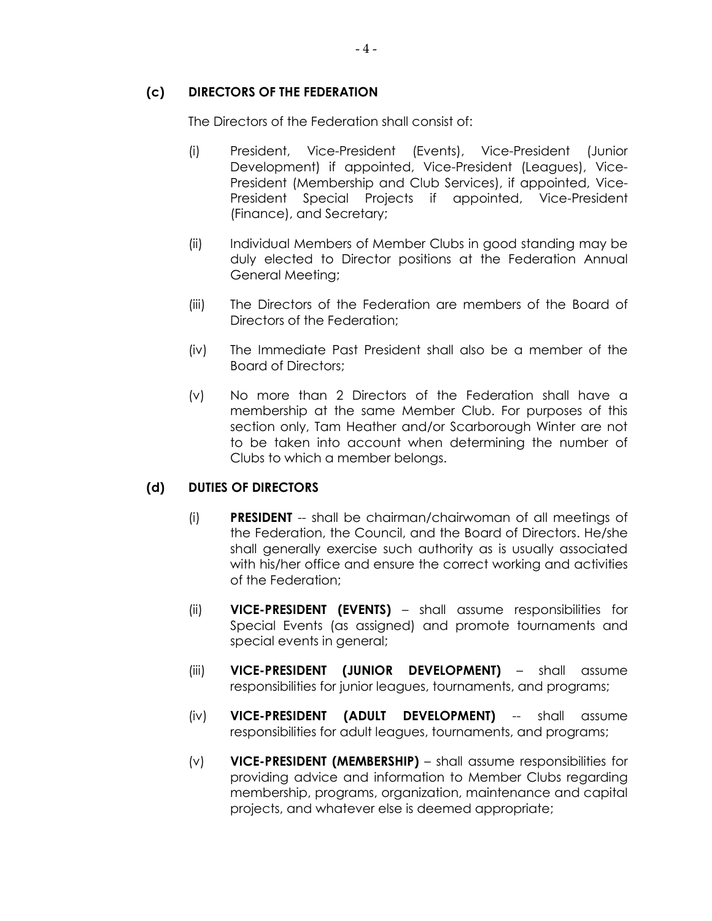### (c) DIRECTORS OF THE FEDERATION

The Directors of the Federation shall consist of:

(i) President, Vice-President (Events), Vice-President (Junior Development) if appointed, Vice-President (Leagues), Vice-President (Membership and Club Services), if appointed, Vice-President Special Projects if appointed, Vice-President (Finance), and Secretary;

(ii) Individual Members of Member Clubs in good standing may be duly elected to Director positions at the Federation Annual General Meeting;

(iii) The Directors of the Federation are members of the Board of Directors of the Federation;

(iv) The Immediate Past President shall also be a member of the Board of Directors;

(v) No more than 2 Directors of the Federation shall have a membership at the same Member Club. For purposes of this section only, Tam Heather and/or Scarborough Winter are not to be taken into account when determining the number of Clubs to which a member belongs.

### (d) DUTIES OF DIRECTORS

(i) **PRESIDENT** -- shall be chairman/chairwoman of all meetings of the Federation, the Council, and the Board of Directors. He/she shall generally exercise such authority as is usually associated with his/her office and ensure the correct working and activities of the Federation;

(ii) **VICE-PRESIDENT (EVENTS)** – shall assume responsibilities for Special Events (as assigned) and promote tournaments and special events in general;

(iii) **VICE-PRESIDENT (JUNIOR DEVELOPMENT)** – shall assume responsibilities for junior leagues, tournaments, and programs;

(iv) **VICE-PRESIDENT (ADULT DEVELOPMENT)** -- shall assume responsibilities for adult leagues, tournaments, and programs;

(v) **VICE-PRESIDENT (MEMBERSHIP)** – shall assume responsibilities for providing advice and information to Member Clubs regarding membership, programs, organization, maintenance and capital projects, and whatever else is deemed appropriate;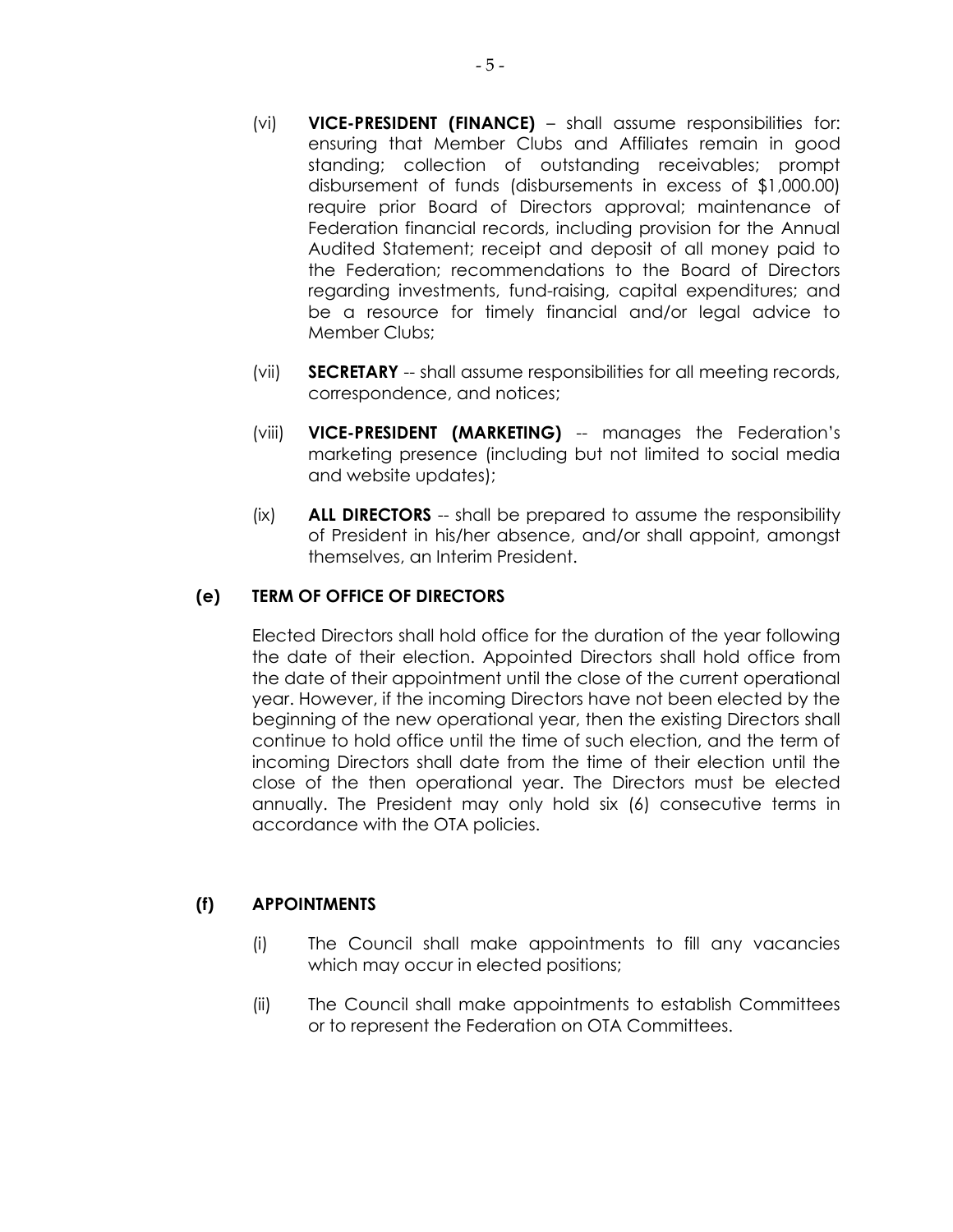(vi) **VICE-PRESIDENT (FINANCE)** – shall assume responsibilities for: ensuring that Member Clubs and Affiliates remain in good standing; collection of outstanding receivables; prompt disbursement of funds (disbursements in excess of $1,000.00) require prior Board of Directors approval; maintenance of Federation financial records, including provision for the Annual Audited Statement; receipt and deposit of all money paid to the Federation; recommendations to the Board of Directors regarding investments, fund-raising, capital expenditures; and be a resource for timely financial and/or legal advice to Member Clubs;

(vii) **SECRETARY** -- shall assume responsibilities for all meeting records, correspondence, and notices;

(viii) **VICE-PRESIDENT (MARKETING)** -- manages the Federation's marketing presence (including but not limited to social media and website updates);

(ix) **ALL DIRECTORS** -- shall be prepared to assume the responsibility of President in his/her absence, and/or shall appoint, amongst themselves, an Interim President.

### (e) TERM OF OFFICE OF DIRECTORS

Elected Directors shall hold office for the duration of the year following the date of their election. Appointed Directors shall hold office from the date of their appointment until the close of the current operational year. However, if the incoming Directors have not been elected by the beginning of the new operational year, then the existing Directors shall continue to hold office until the time of such election, and the term of incoming Directors shall date from the time of their election until the close of the then operational year. The Directors must be elected annually. The President may only hold six (6) consecutive terms in accordance with the OTA policies.

### (f) APPOINTMENTS

(i) The Council shall make appointments to fill any vacancies which may occur in elected positions;

(ii) The Council shall make appointments to establish Committees or to represent the Federation on OTA Committees.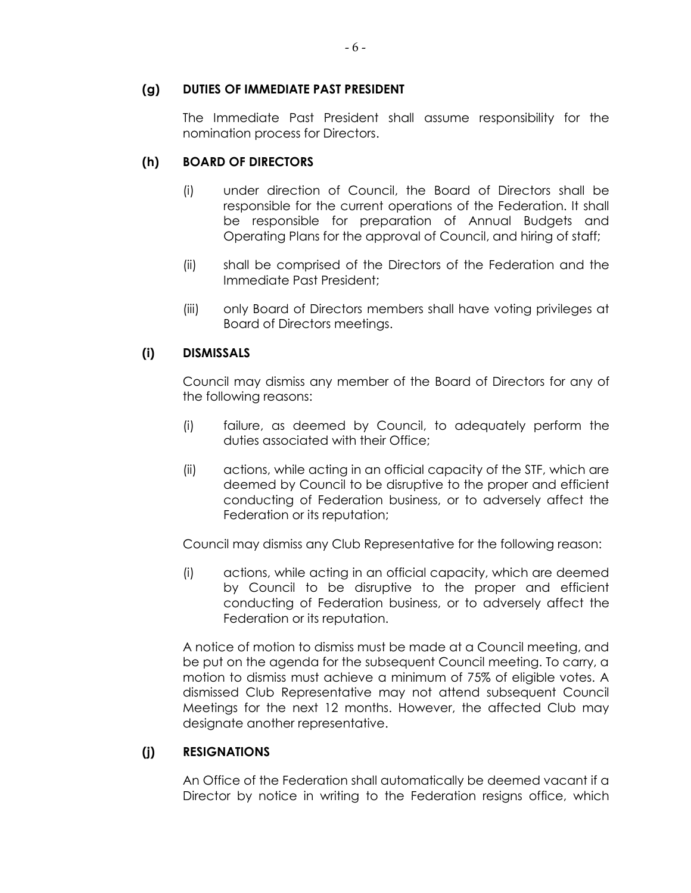### (g) DUTIES OF IMMEDIATE PAST PRESIDENT

The Immediate Past President shall assume responsibility for the nomination process for Directors.

### (h) BOARD OF DIRECTORS

(i) under direction of Council, the Board of Directors shall be responsible for the current operations of the Federation. It shall be responsible for preparation of Annual Budgets and Operating Plans for the approval of Council, and hiring of staff;

(ii) shall be comprised of the Directors of the Federation and the Immediate Past President;

(iii) only Board of Directors members shall have voting privileges at Board of Directors meetings.

### (i) DISMISSALS

Council may dismiss any member of the Board of Directors for any of the following reasons:

(i) failure, as deemed by Council, to adequately perform the duties associated with their Office;

(ii) actions, while acting in an official capacity of the STF, which are deemed by Council to be disruptive to the proper and efficient conducting of Federation business, or to adversely affect the Federation or its reputation;

Council may dismiss any Club Representative for the following reason:

(i) actions, while acting in an official capacity, which are deemed by Council to be disruptive to the proper and efficient conducting of Federation business, or to adversely affect the Federation or its reputation.

A notice of motion to dismiss must be made at a Council meeting, and be put on the agenda for the subsequent Council meeting. To carry, a motion to dismiss must achieve a minimum of 75% of eligible votes. A dismissed Club Representative may not attend subsequent Council Meetings for the next 12 months. However, the affected Club may designate another representative.

### (j) RESIGNATIONS

An Office of the Federation shall automatically be deemed vacant if a Director by notice in writing to the Federation resigns office, which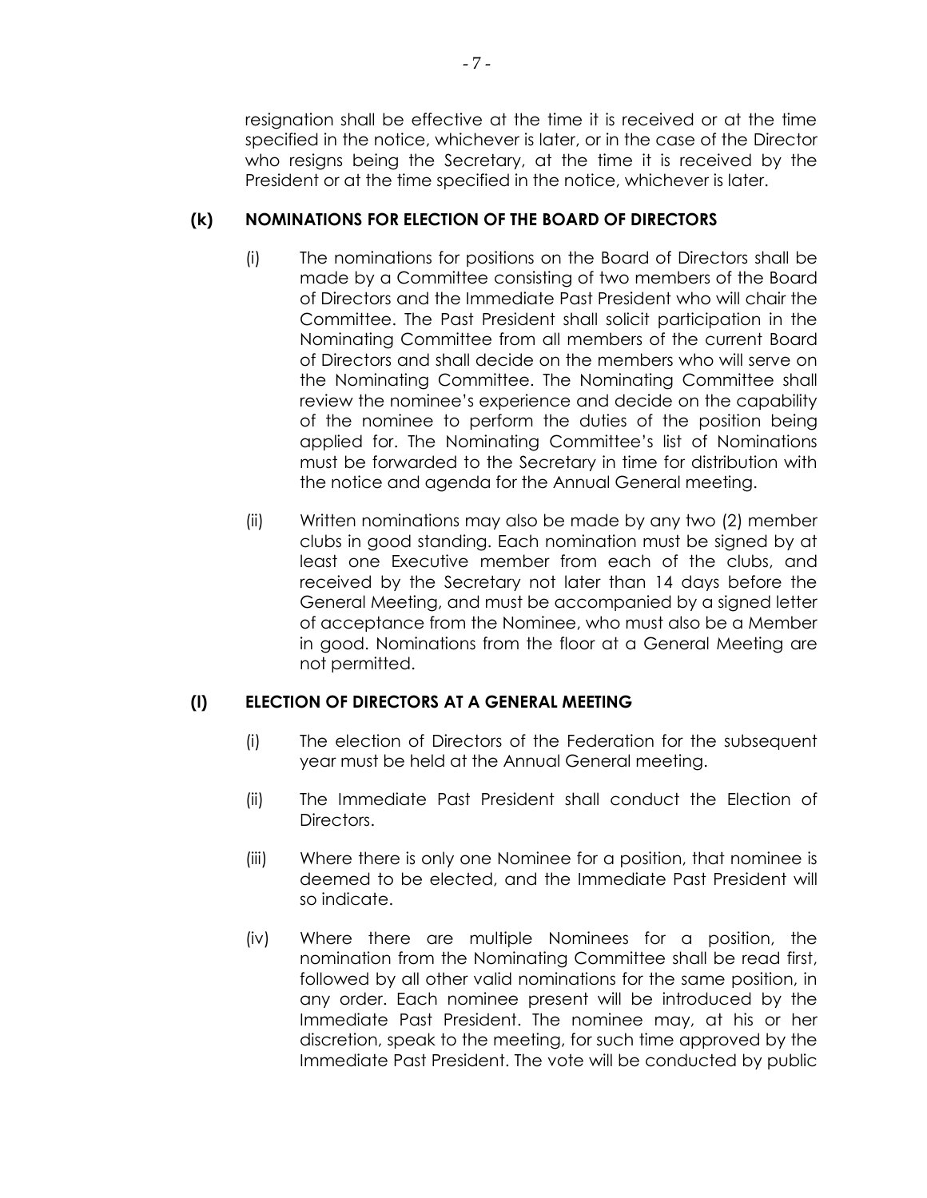resignation shall be effective at the time it is received or at the time specified in the notice, whichever is later, or in the case of the Director who resigns being the Secretary, at the time it is received by the President or at the time specified in the notice, whichever is later.

### (k) NOMINATIONS FOR ELECTION OF THE BOARD OF DIRECTORS

(i) The nominations for positions on the Board of Directors shall be made by a Committee consisting of two members of the Board of Directors and the Immediate Past President who will chair the Committee. The Past President shall solicit participation in the Nominating Committee from all members of the current Board of Directors and shall decide on the members who will serve on the Nominating Committee. The Nominating Committee shall review the nominee's experience and decide on the capability of the nominee to perform the duties of the position being applied for. The Nominating Committee's list of Nominations must be forwarded to the Secretary in time for distribution with the notice and agenda for the Annual General meeting.

(ii) Written nominations may also be made by any two (2) member clubs in good standing. Each nomination must be signed by at least one Executive member from each of the clubs, and received by the Secretary not later than 14 days before the General Meeting, and must be accompanied by a signed letter of acceptance from the Nominee, who must also be a Member in good. Nominations from the floor at a General Meeting are not permitted.

### (l) ELECTION OF DIRECTORS AT A GENERAL MEETING

(i) The election of Directors of the Federation for the subsequent year must be held at the Annual General meeting.

(ii) The Immediate Past President shall conduct the Election of Directors.

(iii) Where there is only one Nominee for a position, that nominee is deemed to be elected, and the Immediate Past President will so indicate.

(iv) Where there are multiple Nominees for a position, the nomination from the Nominating Committee shall be read first, followed by all other valid nominations for the same position, in any order. Each nominee present will be introduced by the Immediate Past President. The nominee may, at his or her discretion, speak to the meeting, for such time approved by the Immediate Past President. The vote will be conducted by public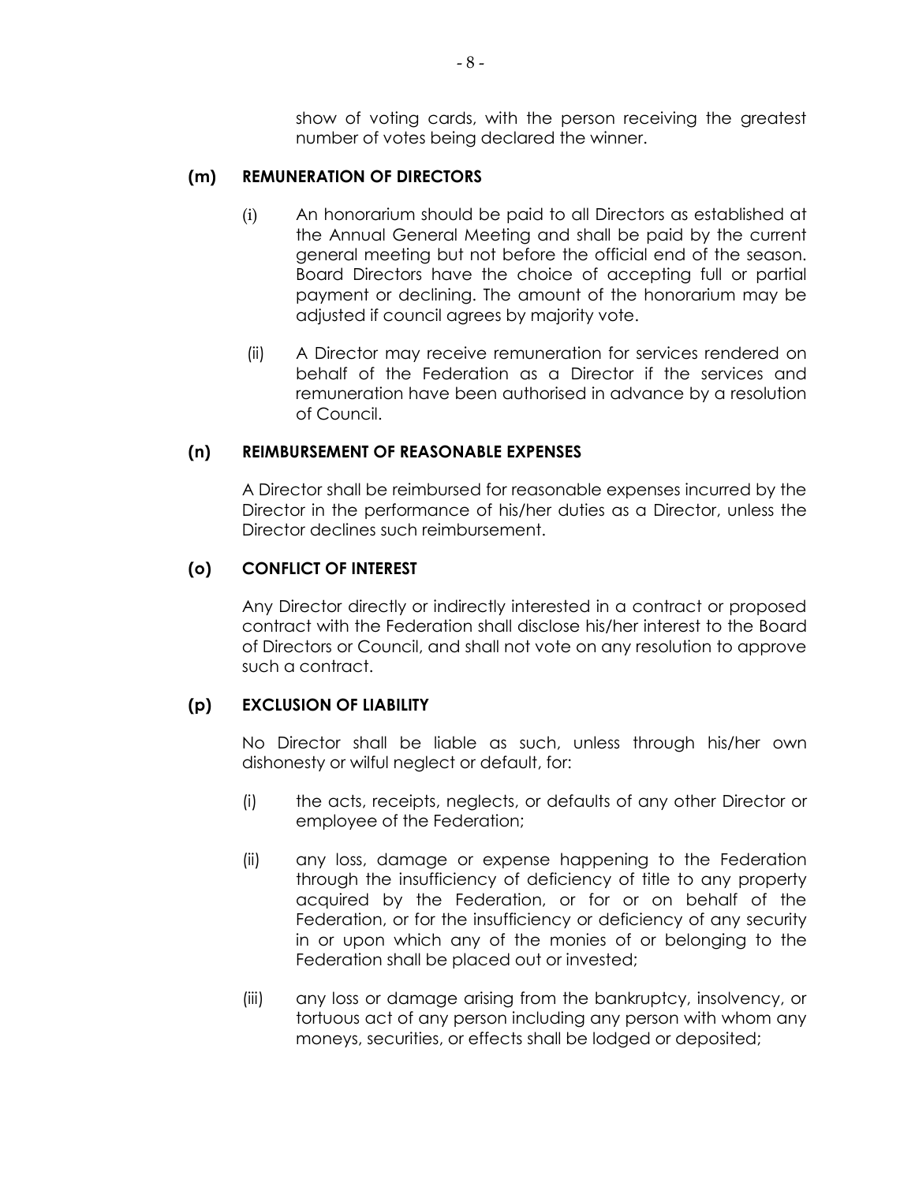show of voting cards, with the person receiving the greatest number of votes being declared the winner.

**(m) REMUNERATION OF DIRECTORS**

(i) An honorarium should be paid to all Directors as established at the Annual General Meeting and shall be paid by the current general meeting but not before the official end of the season. Board Directors have the choice of accepting full or partial payment or declining. The amount of the honorarium may be adjusted if council agrees by majority vote.

(ii) A Director may receive remuneration for services rendered on behalf of the Federation as a Director if the services and remuneration have been authorised in advance by a resolution of Council.

**(n) REIMBURSEMENT OF REASONABLE EXPENSES**

A Director shall be reimbursed for reasonable expenses incurred by the Director in the performance of his/her duties as a Director, unless the Director declines such reimbursement.

**(o) CONFLICT OF INTEREST**

Any Director directly or indirectly interested in a contract or proposed contract with the Federation shall disclose his/her interest to the Board of Directors or Council, and shall not vote on any resolution to approve such a contract.

**(p) EXCLUSION OF LIABILITY**

No Director shall be liable as such, unless through his/her own dishonesty or wilful neglect or default, for:

(i) the acts, receipts, neglects, or defaults of any other Director or employee of the Federation;

(ii) any loss, damage or expense happening to the Federation through the insufficiency of deficiency of title to any property acquired by the Federation, or for or on behalf of the Federation, or for the insufficiency or deficiency of any security in or upon which any of the monies of or belonging to the Federation shall be placed out or invested;

(iii) any loss or damage arising from the bankruptcy, insolvency, or tortuous act of any person including any person with whom any moneys, securities, or effects shall be lodged or deposited;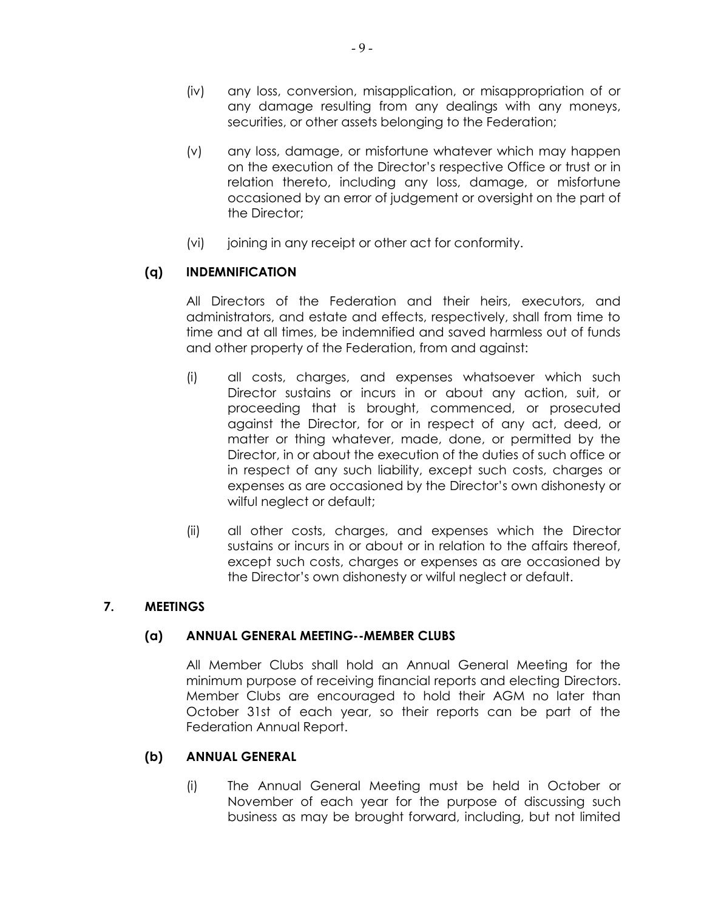(iv) any loss, conversion, misapplication, or misappropriation of or any damage resulting from any dealings with any moneys, securities, or other assets belonging to the Federation;

(v) any loss, damage, or misfortune whatever which may happen on the execution of the Director's respective Office or trust or in relation thereto, including any loss, damage, or misfortune occasioned by an error of judgement or oversight on the part of the Director;

(vi) joining in any receipt or other act for conformity.

### (q) INDEMNIFICATION

All Directors of the Federation and their heirs, executors, and administrators, and estate and effects, respectively, shall from time to time and at all times, be indemnified and saved harmless out of funds and other property of the Federation, from and against:

(i) all costs, charges, and expenses whatsoever which such Director sustains or incurs in or about any action, suit, or proceeding that is brought, commenced, or prosecuted against the Director, for or in respect of any act, deed, or matter or thing whatever, made, done, or permitted by the Director, in or about the execution of the duties of such office or in respect of any such liability, except such costs, charges or expenses as are occasioned by the Director's own dishonesty or wilful neglect or default;

(ii) all other costs, charges, and expenses which the Director sustains or incurs in or about or in relation to the affairs thereof, except such costs, charges or expenses as are occasioned by the Director's own dishonesty or wilful neglect or default.

## 7. MEETINGS

### (a) ANNUAL GENERAL MEETING--MEMBER CLUBS

All Member Clubs shall hold an Annual General Meeting for the minimum purpose of receiving financial reports and electing Directors. Member Clubs are encouraged to hold their AGM no later than October 31st of each year, so their reports can be part of the Federation Annual Report.

### (b) ANNUAL GENERAL

(i) The Annual General Meeting must be held in October or November of each year for the purpose of discussing such business as may be brought forward, including, but not limited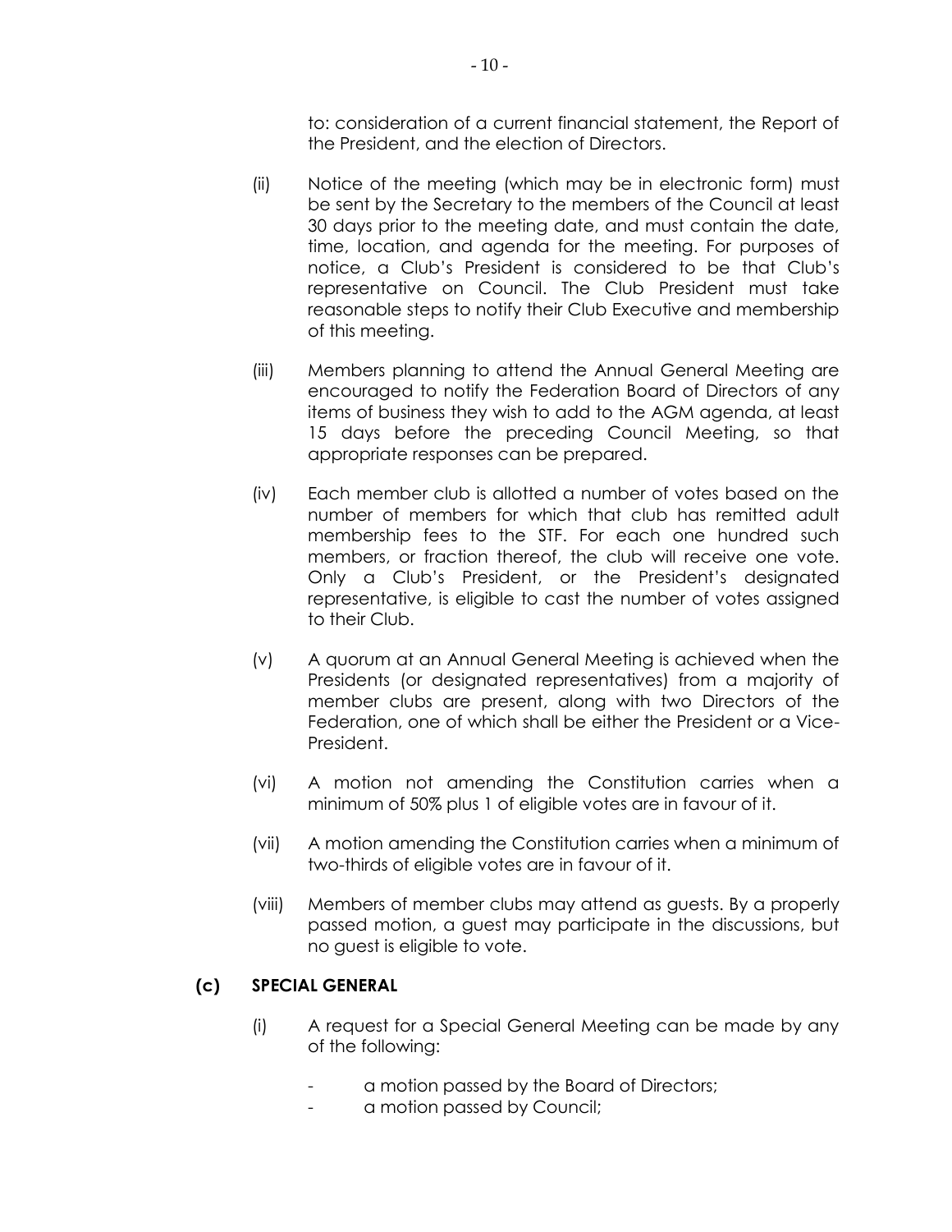to: consideration of a current financial statement, the Report of the President, and the election of Directors.

(ii) Notice of the meeting (which may be in electronic form) must be sent by the Secretary to the members of the Council at least 30 days prior to the meeting date, and must contain the date, time, location, and agenda for the meeting. For purposes of notice, a Club's President is considered to be that Club's representative on Council. The Club President must take reasonable steps to notify their Club Executive and membership of this meeting.

(iii) Members planning to attend the Annual General Meeting are encouraged to notify the Federation Board of Directors of any items of business they wish to add to the AGM agenda, at least 15 days before the preceding Council Meeting, so that appropriate responses can be prepared.

(iv) Each member club is allotted a number of votes based on the number of members for which that club has remitted adult membership fees to the STF. For each one hundred such members, or fraction thereof, the club will receive one vote. Only a Club's President, or the President's designated representative, is eligible to cast the number of votes assigned to their Club.

(v) A quorum at an Annual General Meeting is achieved when the Presidents (or designated representatives) from a majority of member clubs are present, along with two Directors of the Federation, one of which shall be either the President or a Vice-President.

(vi) A motion not amending the Constitution carries when a minimum of 50% plus 1 of eligible votes are in favour of it.

(vii) A motion amending the Constitution carries when a minimum of two-thirds of eligible votes are in favour of it.

(viii) Members of member clubs may attend as guests. By a properly passed motion, a guest may participate in the discussions, but no guest is eligible to vote.

### (c) SPECIAL GENERAL

(i) A request for a Special General Meeting can be made by any of the following:

- a motion passed by the Board of Directors;
- a motion passed by Council;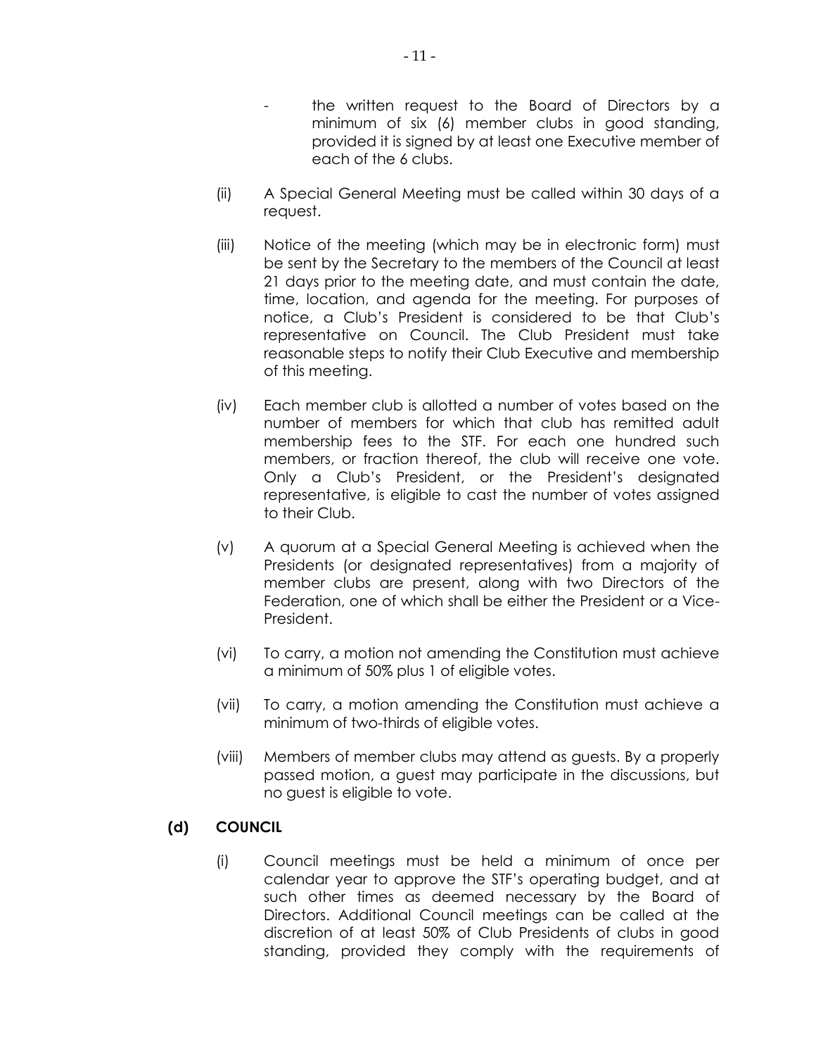- the written request to the Board of Directors by a minimum of six (6) member clubs in good standing, provided it is signed by at least one Executive member of each of the 6 clubs.

(ii) A Special General Meeting must be called within 30 days of a request.

(iii) Notice of the meeting (which may be in electronic form) must be sent by the Secretary to the members of the Council at least 21 days prior to the meeting date, and must contain the date, time, location, and agenda for the meeting. For purposes of notice, a Club's President is considered to be that Club's representative on Council. The Club President must take reasonable steps to notify their Club Executive and membership of this meeting.

(iv) Each member club is allotted a number of votes based on the number of members for which that club has remitted adult membership fees to the STF. For each one hundred such members, or fraction thereof, the club will receive one vote. Only a Club's President, or the President's designated representative, is eligible to cast the number of votes assigned to their Club.

(v) A quorum at a Special General Meeting is achieved when the Presidents (or designated representatives) from a majority of member clubs are present, along with two Directors of the Federation, one of which shall be either the President or a Vice-President.

(vi) To carry, a motion not amending the Constitution must achieve a minimum of 50% plus 1 of eligible votes.

(vii) To carry, a motion amending the Constitution must achieve a minimum of two-thirds of eligible votes.

(viii) Members of member clubs may attend as guests. By a properly passed motion, a guest may participate in the discussions, but no guest is eligible to vote.

### (d) COUNCIL

(i) Council meetings must be held a minimum of once per calendar year to approve the STF's operating budget, and at such other times as deemed necessary by the Board of Directors. Additional Council meetings can be called at the discretion of at least 50% of Club Presidents of clubs in good standing, provided they comply with the requirements of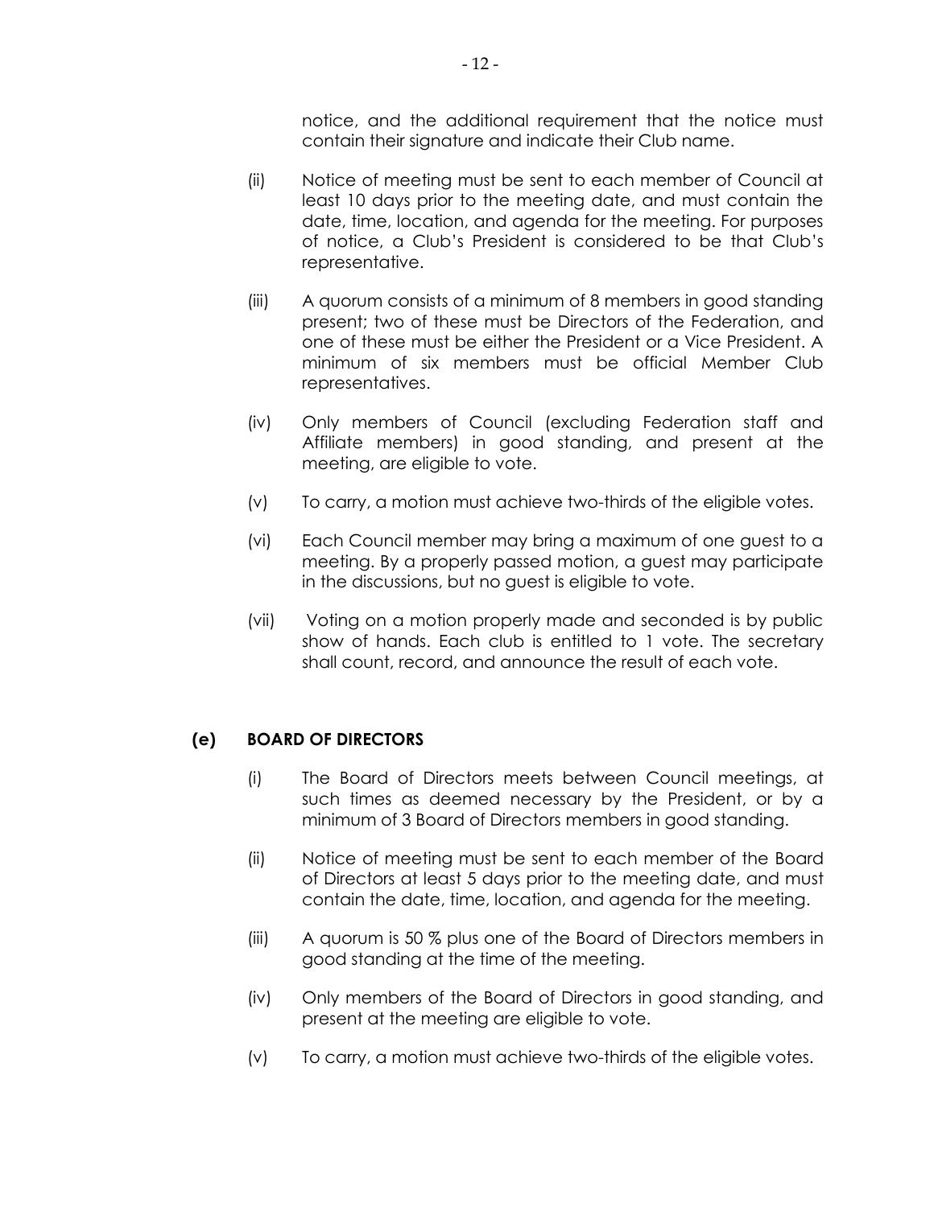notice, and the additional requirement that the notice must contain their signature and indicate their Club name.

(ii) Notice of meeting must be sent to each member of Council at least 10 days prior to the meeting date, and must contain the date, time, location, and agenda for the meeting. For purposes of notice, a Club's President is considered to be that Club's representative.

(iii) A quorum consists of a minimum of 8 members in good standing present; two of these must be Directors of the Federation, and one of these must be either the President or a Vice President. A minimum of six members must be official Member Club representatives.

(iv) Only members of Council (excluding Federation staff and Affiliate members) in good standing, and present at the meeting, are eligible to vote.

(v) To carry, a motion must achieve two-thirds of the eligible votes.

(vi) Each Council member may bring a maximum of one guest to a meeting. By a properly passed motion, a guest may participate in the discussions, but no guest is eligible to vote.

(vii) Voting on a motion properly made and seconded is by public show of hands. Each club is entitled to 1 vote. The secretary shall count, record, and announce the result of each vote.

### (e) BOARD OF DIRECTORS

(i) The Board of Directors meets between Council meetings, at such times as deemed necessary by the President, or by a minimum of 3 Board of Directors members in good standing.

(ii) Notice of meeting must be sent to each member of the Board of Directors at least 5 days prior to the meeting date, and must contain the date, time, location, and agenda for the meeting.

(iii) A quorum is 50 % plus one of the Board of Directors members in good standing at the time of the meeting.

(iv) Only members of the Board of Directors in good standing, and present at the meeting are eligible to vote.

(v) To carry, a motion must achieve two-thirds of the eligible votes.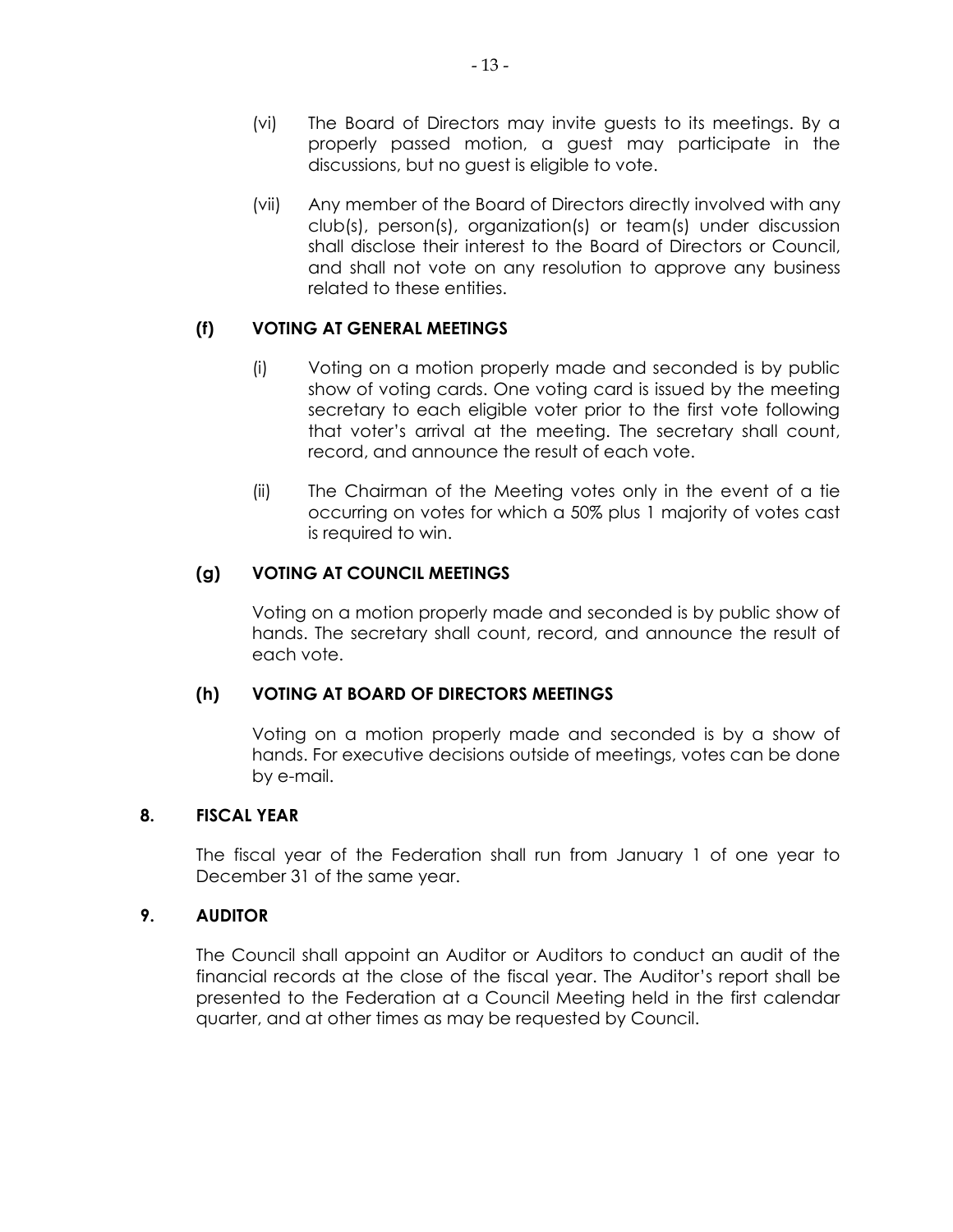(vi) The Board of Directors may invite guests to its meetings. By a properly passed motion, a guest may participate in the discussions, but no guest is eligible to vote.

(vii) Any member of the Board of Directors directly involved with any club(s), person(s), organization(s) or team(s) under discussion shall disclose their interest to the Board of Directors or Council, and shall not vote on any resolution to approve any business related to these entities.

### (f) VOTING AT GENERAL MEETINGS

(i) Voting on a motion properly made and seconded is by public show of voting cards. One voting card is issued by the meeting secretary to each eligible voter prior to the first vote following that voter's arrival at the meeting. The secretary shall count, record, and announce the result of each vote.

(ii) The Chairman of the Meeting votes only in the event of a tie occurring on votes for which a 50% plus 1 majority of votes cast is required to win.

### (g) VOTING AT COUNCIL MEETINGS

Voting on a motion properly made and seconded is by public show of hands. The secretary shall count, record, and announce the result of each vote.

### (h) VOTING AT BOARD OF DIRECTORS MEETINGS

Voting on a motion properly made and seconded is by a show of hands. For executive decisions outside of meetings, votes can be done by e-mail.

## 8. FISCAL YEAR

The fiscal year of the Federation shall run from January 1 of one year to December 31 of the same year.

## 9. AUDITOR

The Council shall appoint an Auditor or Auditors to conduct an audit of the financial records at the close of the fiscal year. The Auditor's report shall be presented to the Federation at a Council Meeting held in the first calendar quarter, and at other times as may be requested by Council.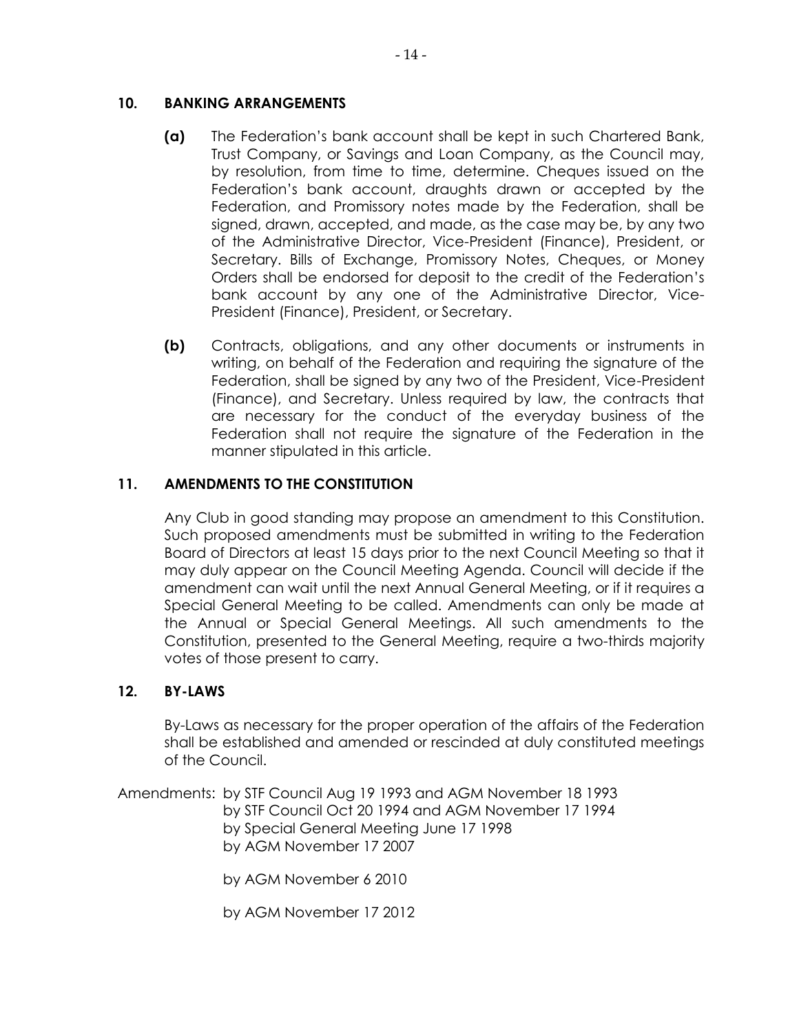## 10. BANKING ARRANGEMENTS

**(a)** The Federation's bank account shall be kept in such Chartered Bank, Trust Company, or Savings and Loan Company, as the Council may, by resolution, from time to time, determine. Cheques issued on the Federation's bank account, draughts drawn or accepted by the Federation, and Promissory notes made by the Federation, shall be signed, drawn, accepted, and made, as the case may be, by any two of the Administrative Director, Vice-President (Finance), President, or Secretary. Bills of Exchange, Promissory Notes, Cheques, or Money Orders shall be endorsed for deposit to the credit of the Federation's bank account by any one of the Administrative Director, Vice-President (Finance), President, or Secretary.

**(b)** Contracts, obligations, and any other documents or instruments in writing, on behalf of the Federation and requiring the signature of the Federation, shall be signed by any two of the President, Vice-President (Finance), and Secretary. Unless required by law, the contracts that are necessary for the conduct of the everyday business of the Federation shall not require the signature of the Federation in the manner stipulated in this article.

## 11. AMENDMENTS TO THE CONSTITUTION

Any Club in good standing may propose an amendment to this Constitution. Such proposed amendments must be submitted in writing to the Federation Board of Directors at least 15 days prior to the next Council Meeting so that it may duly appear on the Council Meeting Agenda. Council will decide if the amendment can wait until the next Annual General Meeting, or if it requires a Special General Meeting to be called. Amendments can only be made at the Annual or Special General Meetings. All such amendments to the Constitution, presented to the General Meeting, require a two-thirds majority votes of those present to carry.

## 12. BY-LAWS

By-Laws as necessary for the proper operation of the affairs of the Federation shall be established and amended or rescinded at duly constituted meetings of the Council.

Amendments: by STF Council Aug 19 1993 and AGM November 18 1993
by STF Council Oct 20 1994 and AGM November 17 1994
by Special General Meeting June 17 1998
by AGM November 17 2007

by AGM November 6 2010

by AGM November 17 2012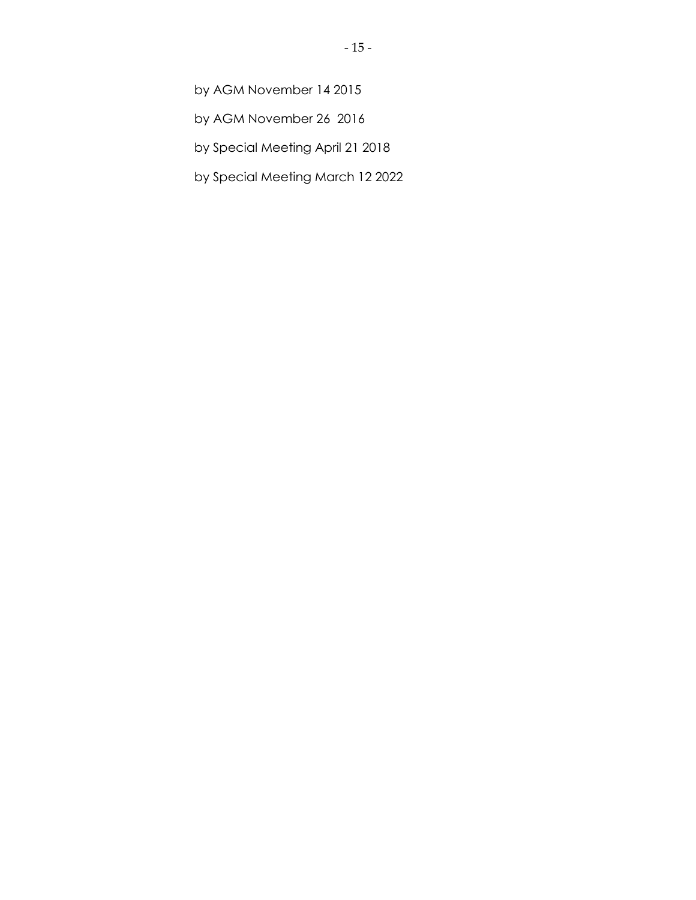by AGM November 14 2015

by AGM November 26 2016

by Special Meeting April 21 2018

by Special Meeting March 12 2022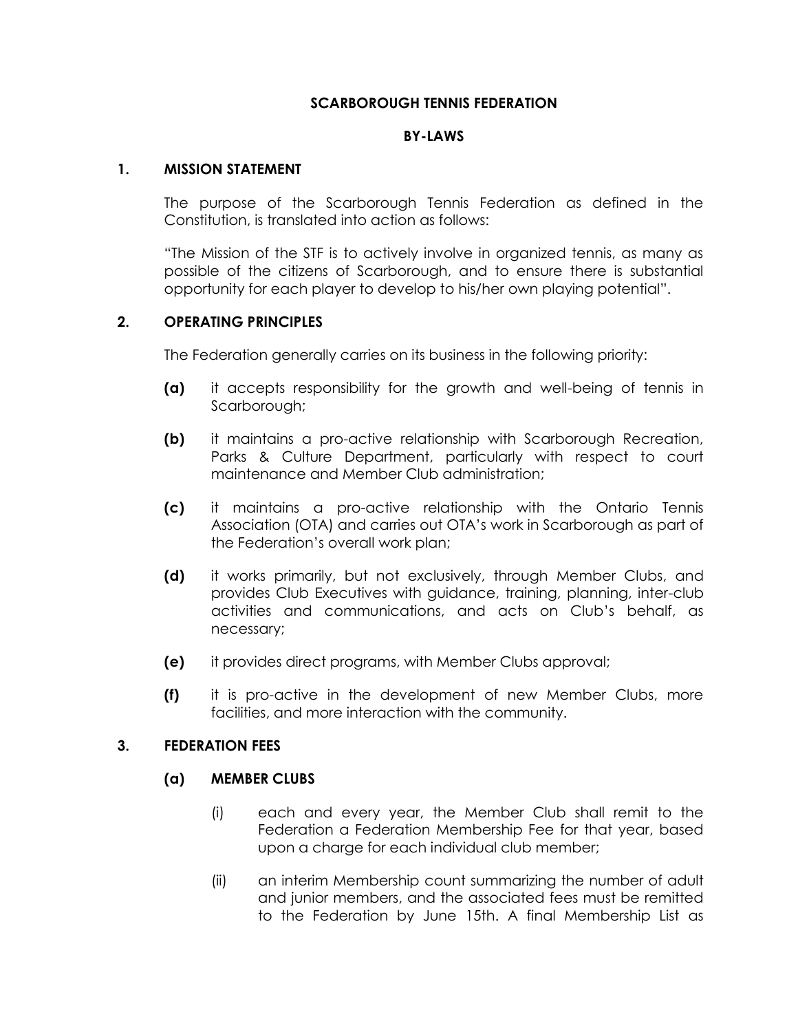**SCARBOROUGH TENNIS FEDERATION**

**BY-LAWS**

## 1. MISSION STATEMENT

The purpose of the Scarborough Tennis Federation as defined in the Constitution, is translated into action as follows:

"The Mission of the STF is to actively involve in organized tennis, as many as possible of the citizens of Scarborough, and to ensure there is substantial opportunity for each player to develop to his/her own playing potential".

## 2. OPERATING PRINCIPLES

The Federation generally carries on its business in the following priority:

**(a)** it accepts responsibility for the growth and well-being of tennis in Scarborough;

**(b)** it maintains a pro-active relationship with Scarborough Recreation, Parks & Culture Department, particularly with respect to court maintenance and Member Club administration;

**(c)** it maintains a pro-active relationship with the Ontario Tennis Association (OTA) and carries out OTA's work in Scarborough as part of the Federation's overall work plan;

**(d)** it works primarily, but not exclusively, through Member Clubs, and provides Club Executives with guidance, training, planning, inter-club activities and communications, and acts on Club's behalf, as necessary;

**(e)** it provides direct programs, with Member Clubs approval;

**(f)** it is pro-active in the development of new Member Clubs, more facilities, and more interaction with the community.

## 3. FEDERATION FEES

### (a) MEMBER CLUBS

(i) each and every year, the Member Club shall remit to the Federation a Federation Membership Fee for that year, based upon a charge for each individual club member;

(ii) an interim Membership count summarizing the number of adult and junior members, and the associated fees must be remitted to the Federation by June 15th. A final Membership List as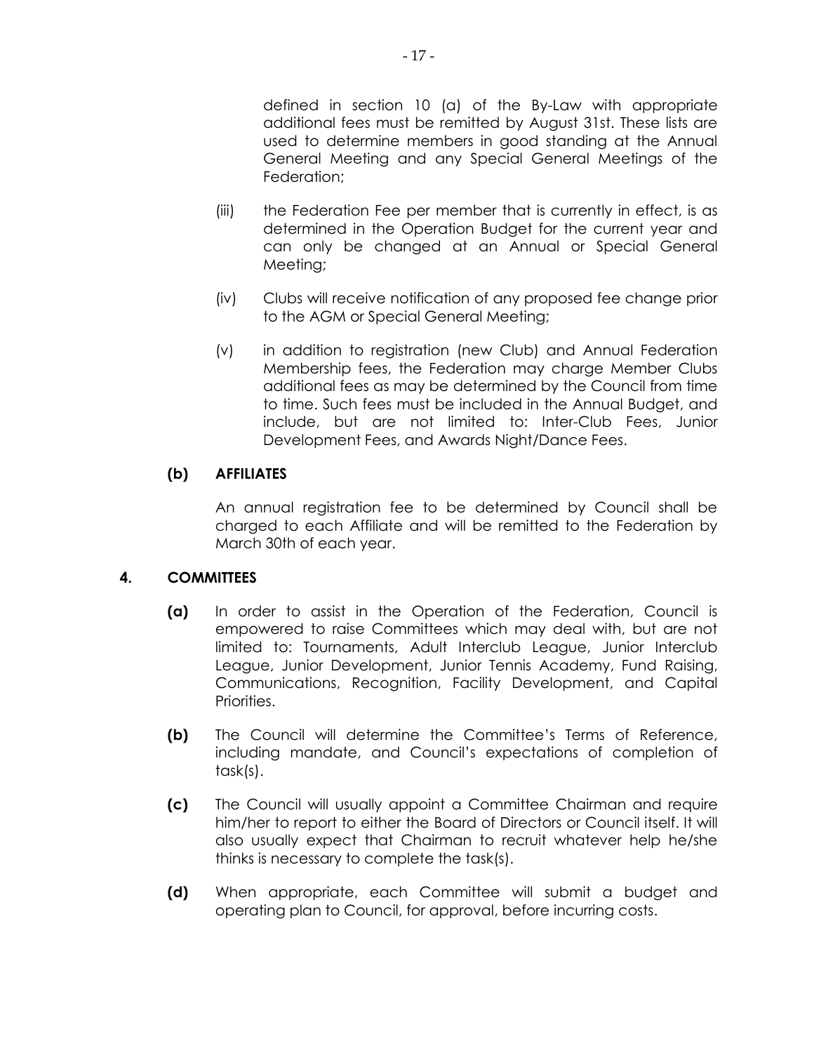defined in section 10 (a) of the By-Law with appropriate additional fees must be remitted by August 31st. These lists are used to determine members in good standing at the Annual General Meeting and any Special General Meetings of the Federation;

(iii) the Federation Fee per member that is currently in effect, is as determined in the Operation Budget for the current year and can only be changed at an Annual or Special General Meeting;

(iv) Clubs will receive notification of any proposed fee change prior to the AGM or Special General Meeting;

(v) in addition to registration (new Club) and Annual Federation Membership fees, the Federation may charge Member Clubs additional fees as may be determined by the Council from time to time. Such fees must be included in the Annual Budget, and include, but are not limited to: Inter-Club Fees, Junior Development Fees, and Awards Night/Dance Fees.

**(b) AFFILIATES**

An annual registration fee to be determined by Council shall be charged to each Affiliate and will be remitted to the Federation by March 30th of each year.

## 4. COMMITTEES

**(a)** In order to assist in the Operation of the Federation, Council is empowered to raise Committees which may deal with, but are not limited to: Tournaments, Adult Interclub League, Junior Interclub League, Junior Development, Junior Tennis Academy, Fund Raising, Communications, Recognition, Facility Development, and Capital Priorities.

**(b)** The Council will determine the Committee's Terms of Reference, including mandate, and Council's expectations of completion of task(s).

**(c)** The Council will usually appoint a Committee Chairman and require him/her to report to either the Board of Directors or Council itself. It will also usually expect that Chairman to recruit whatever help he/she thinks is necessary to complete the task(s).

**(d)** When appropriate, each Committee will submit a budget and operating plan to Council, for approval, before incurring costs.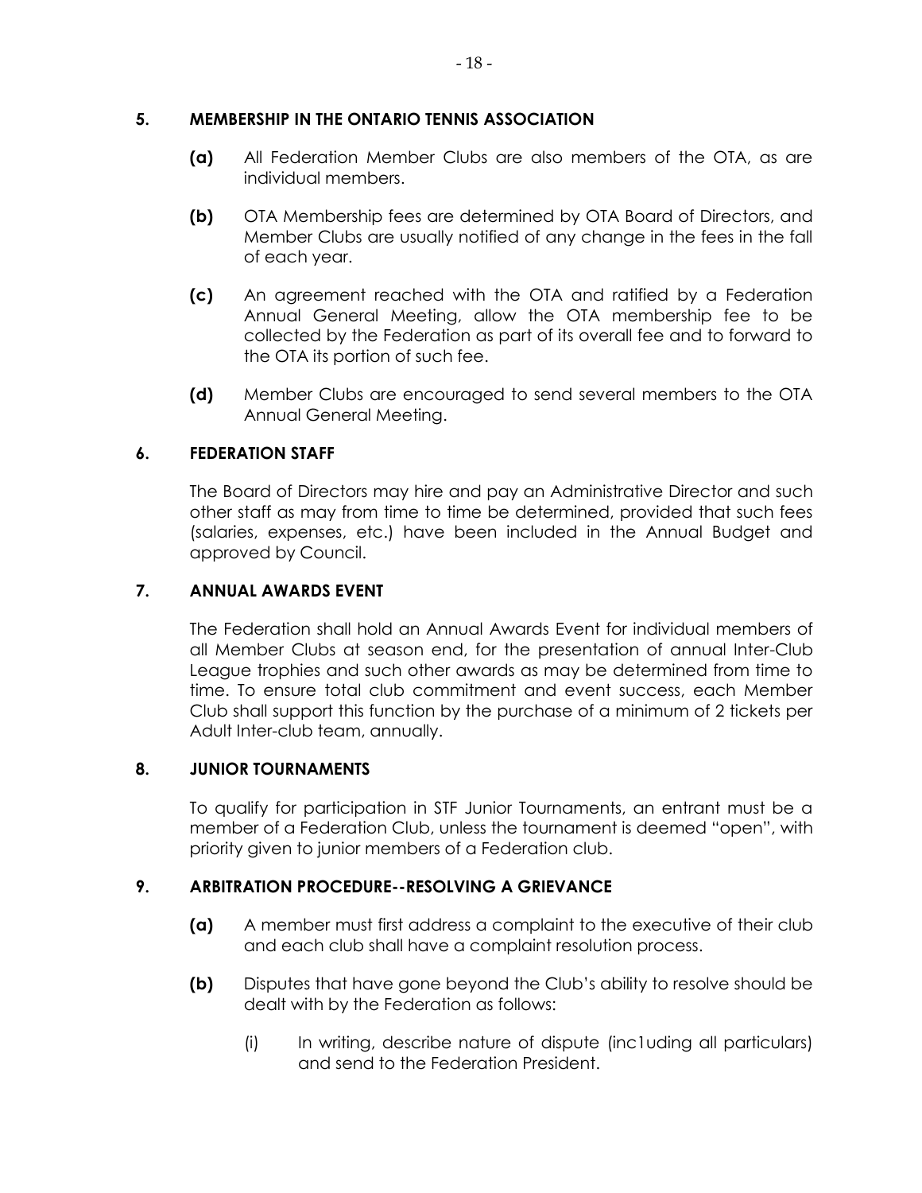## 5. MEMBERSHIP IN THE ONTARIO TENNIS ASSOCIATION

**(a)** All Federation Member Clubs are also members of the OTA, as are individual members.

**(b)** OTA Membership fees are determined by OTA Board of Directors, and Member Clubs are usually notified of any change in the fees in the fall of each year.

**(c)** An agreement reached with the OTA and ratified by a Federation Annual General Meeting, allow the OTA membership fee to be collected by the Federation as part of its overall fee and to forward to the OTA its portion of such fee.

**(d)** Member Clubs are encouraged to send several members to the OTA Annual General Meeting.

## 6. FEDERATION STAFF

The Board of Directors may hire and pay an Administrative Director and such other staff as may from time to time be determined, provided that such fees (salaries, expenses, etc.) have been included in the Annual Budget and approved by Council.

## 7. ANNUAL AWARDS EVENT

The Federation shall hold an Annual Awards Event for individual members of all Member Clubs at season end, for the presentation of annual Inter-Club League trophies and such other awards as may be determined from time to time. To ensure total club commitment and event success, each Member Club shall support this function by the purchase of a minimum of 2 tickets per Adult Inter-club team, annually.

## 8. JUNIOR TOURNAMENTS

To qualify for participation in STF Junior Tournaments, an entrant must be a member of a Federation Club, unless the tournament is deemed "open", with priority given to junior members of a Federation club.

## 9. ARBITRATION PROCEDURE--RESOLVING A GRIEVANCE

**(a)** A member must first address a complaint to the executive of their club and each club shall have a complaint resolution process.

**(b)** Disputes that have gone beyond the Club's ability to resolve should be dealt with by the Federation as follows:

(i) In writing, describe nature of dispute (inc1uding all particulars) and send to the Federation President.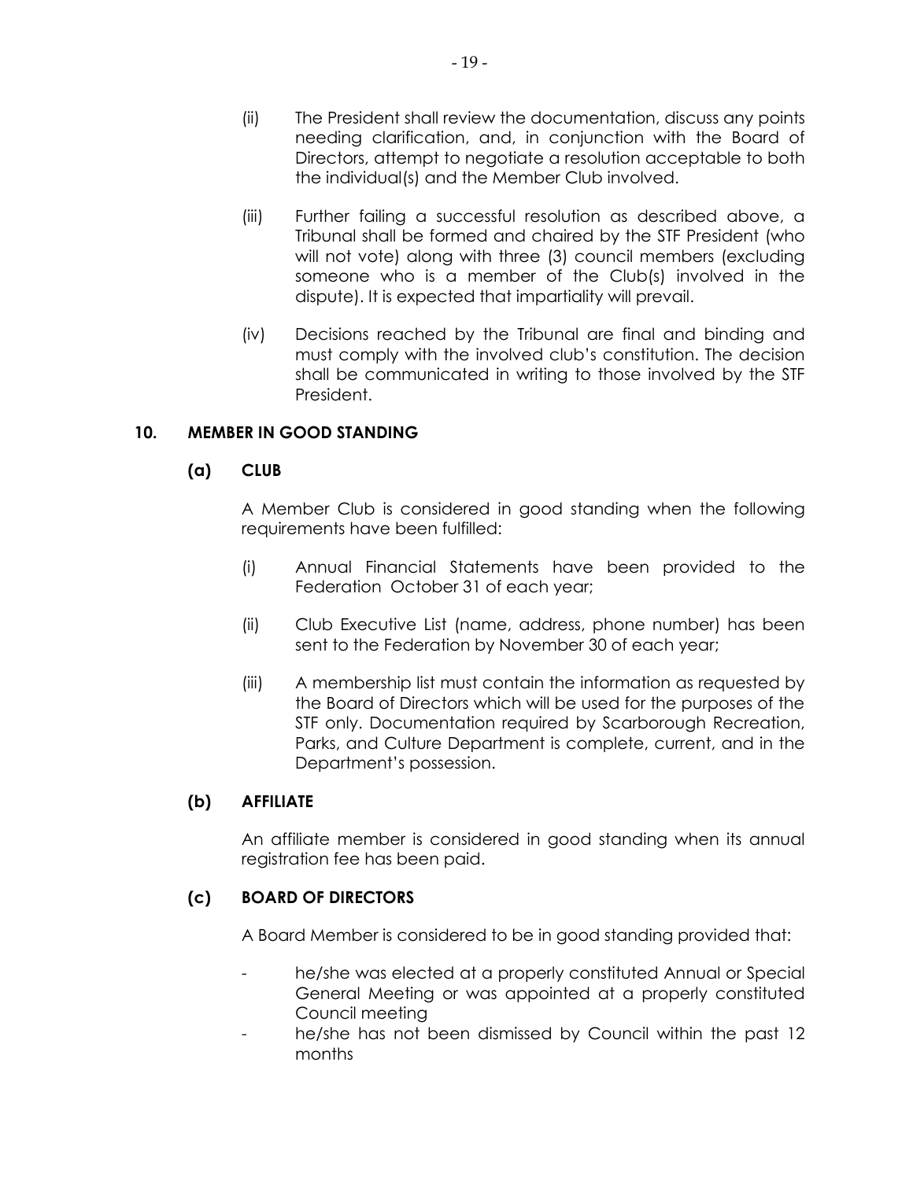(ii) The President shall review the documentation, discuss any points needing clarification, and, in conjunction with the Board of Directors, attempt to negotiate a resolution acceptable to both the individual(s) and the Member Club involved.

(iii) Further failing a successful resolution as described above, a Tribunal shall be formed and chaired by the STF President (who will not vote) along with three (3) council members (excluding someone who is a member of the Club(s) involved in the dispute). It is expected that impartiality will prevail.

(iv) Decisions reached by the Tribunal are final and binding and must comply with the involved club's constitution. The decision shall be communicated in writing to those involved by the STF President.

## 10. MEMBER IN GOOD STANDING

### (a) CLUB

A Member Club is considered in good standing when the following requirements have been fulfilled:

(i) Annual Financial Statements have been provided to the Federation October 31 of each year;

(ii) Club Executive List (name, address, phone number) has been sent to the Federation by November 30 of each year;

(iii) A membership list must contain the information as requested by the Board of Directors which will be used for the purposes of the STF only. Documentation required by Scarborough Recreation, Parks, and Culture Department is complete, current, and in the Department's possession.

### (b) AFFILIATE

An affiliate member is considered in good standing when its annual registration fee has been paid.

### (c) BOARD OF DIRECTORS

A Board Member is considered to be in good standing provided that:

- he/she was elected at a properly constituted Annual or Special General Meeting or was appointed at a properly constituted Council meeting
- he/she has not been dismissed by Council within the past 12 months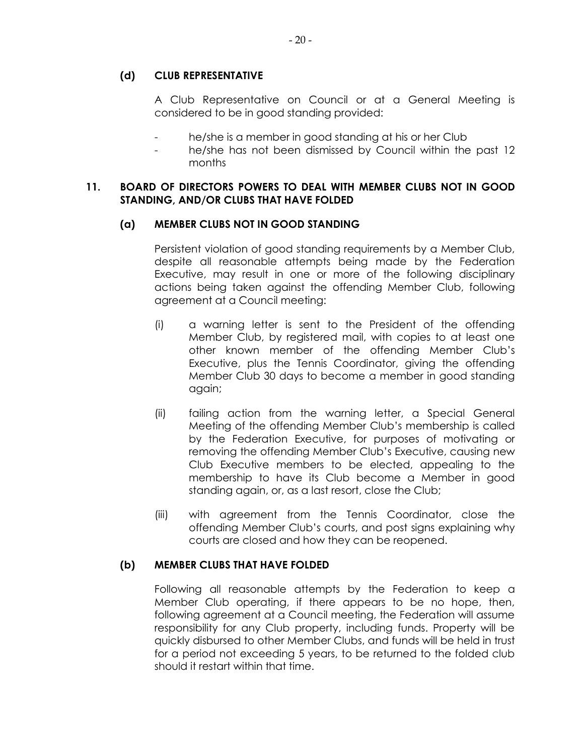### (d) CLUB REPRESENTATIVE

A Club Representative on Council or at a General Meeting is considered to be in good standing provided:

- he/she is a member in good standing at his or her Club
- he/she has not been dismissed by Council within the past 12 months

## 11. BOARD OF DIRECTORS POWERS TO DEAL WITH MEMBER CLUBS NOT IN GOOD STANDING, AND/OR CLUBS THAT HAVE FOLDED

### (a) MEMBER CLUBS NOT IN GOOD STANDING

Persistent violation of good standing requirements by a Member Club, despite all reasonable attempts being made by the Federation Executive, may result in one or more of the following disciplinary actions being taken against the offending Member Club, following agreement at a Council meeting:

(i) a warning letter is sent to the President of the offending Member Club, by registered mail, with copies to at least one other known member of the offending Member Club's Executive, plus the Tennis Coordinator, giving the offending Member Club 30 days to become a member in good standing again;

(ii) failing action from the warning letter, a Special General Meeting of the offending Member Club's membership is called by the Federation Executive, for purposes of motivating or removing the offending Member Club's Executive, causing new Club Executive members to be elected, appealing to the membership to have its Club become a Member in good standing again, or, as a last resort, close the Club;

(iii) with agreement from the Tennis Coordinator, close the offending Member Club's courts, and post signs explaining why courts are closed and how they can be reopened.

### (b) MEMBER CLUBS THAT HAVE FOLDED

Following all reasonable attempts by the Federation to keep a Member Club operating, if there appears to be no hope, then, following agreement at a Council meeting, the Federation will assume responsibility for any Club property, including funds. Property will be quickly disbursed to other Member Clubs, and funds will be held in trust for a period not exceeding 5 years, to be returned to the folded club should it restart within that time.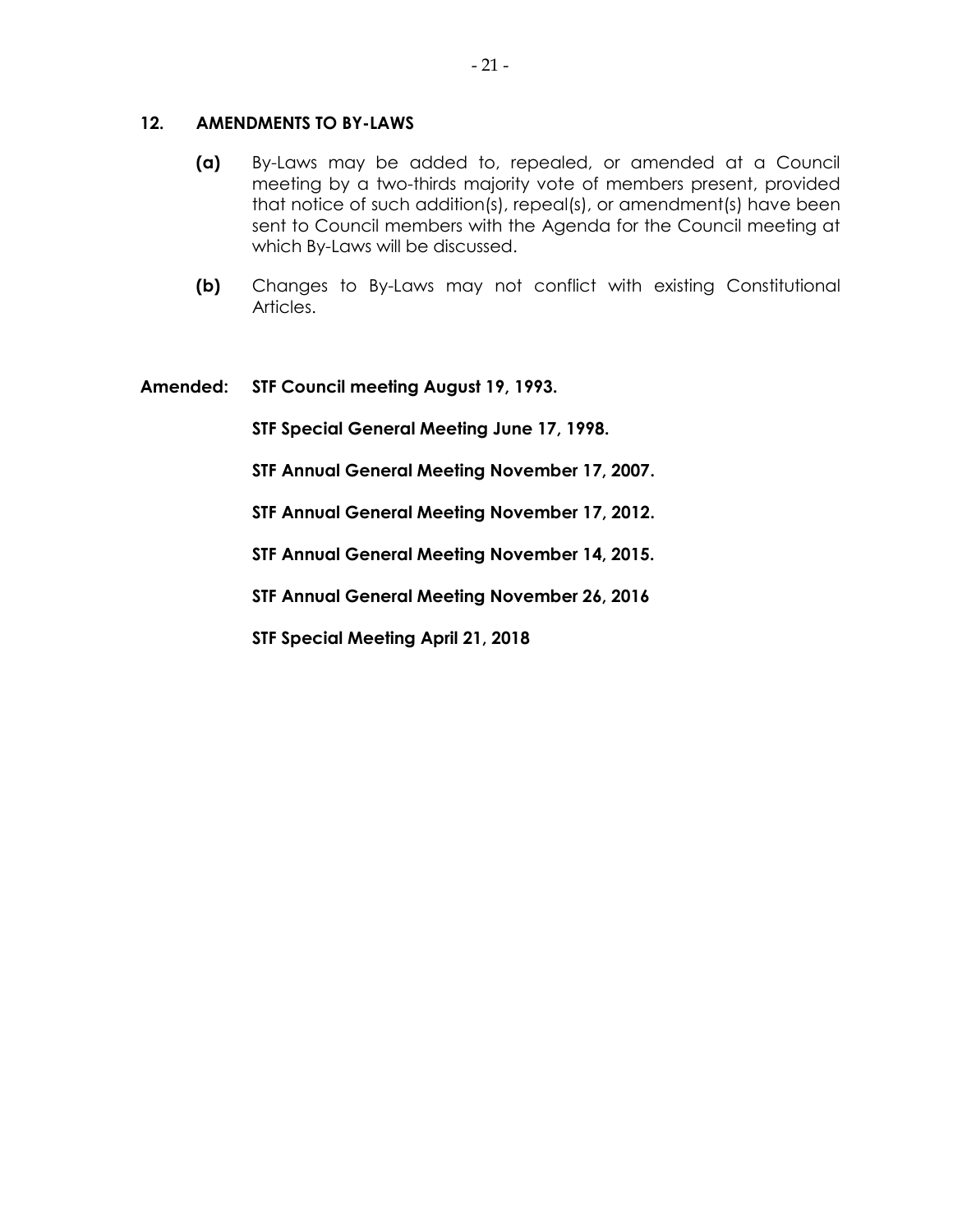## 12. AMENDMENTS TO BY-LAWS

**(a)** By-Laws may be added to, repealed, or amended at a Council meeting by a two-thirds majority vote of members present, provided that notice of such addition(s), repeal(s), or amendment(s) have been sent to Council members with the Agenda for the Council meeting at which By-Laws will be discussed.

**(b)** Changes to By-Laws may not conflict with existing Constitutional Articles.

**Amended: STF Council meeting August 19, 1993.**

**STF Special General Meeting June 17, 1998.**

**STF Annual General Meeting November 17, 2007.**

**STF Annual General Meeting November 17, 2012.**

**STF Annual General Meeting November 14, 2015.**

**STF Annual General Meeting November 26, 2016**

**STF Special Meeting April 21, 2018**